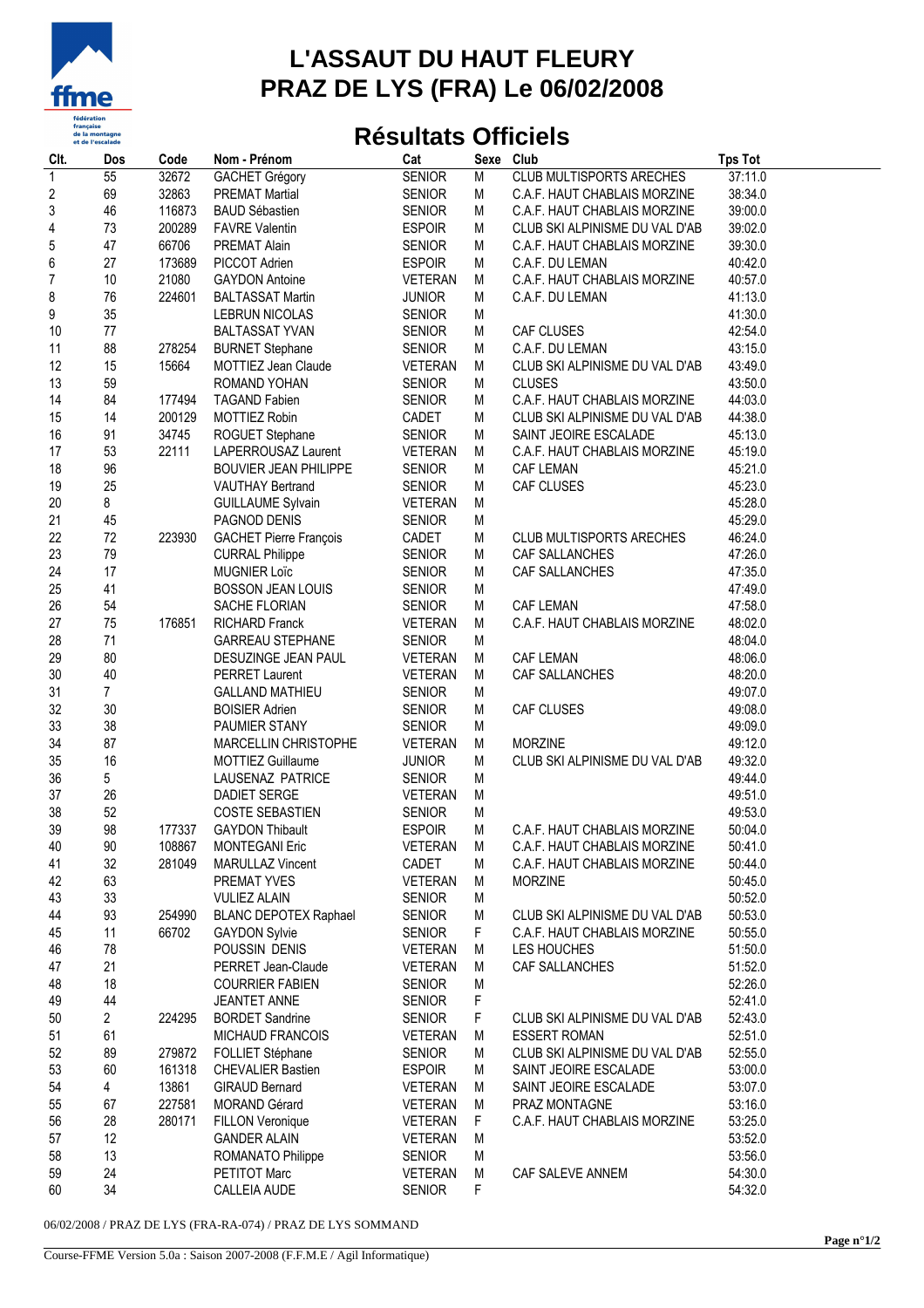# L'ASSAUT DU HAUT FLEURY
# PRAZ DE LYS (FRA) Le 06/02/2008

## Résultats Officiels

| Clt. | Dos | Code | Nom - Prénom | Cat | Sexe | Club | Tps Tot |
|---|---|---|---|---|---|---|---|
| 1 | 55 | 32672 | GACHET Grégory | SENIOR | M | CLUB MULTISPORTS ARECHES | 37:11.0 |
| 2 | 69 | 32863 | PREMAT Martial | SENIOR | M | C.A.F. HAUT CHABLAIS MORZINE | 38:34.0 |
| 3 | 46 | 116873 | BAUD Sébastien | SENIOR | M | C.A.F. HAUT CHABLAIS MORZINE | 39:00.0 |
| 4 | 73 | 200289 | FAVRE Valentin | ESPOIR | M | CLUB SKI ALPINISME DU VAL D'AB | 39:02.0 |
| 5 | 47 | 66706 | PREMAT Alain | SENIOR | M | C.A.F. HAUT CHABLAIS MORZINE | 39:30.0 |
| 6 | 27 | 173689 | PICCOT Adrien | ESPOIR | M | C.A.F. DU LEMAN | 40:42.0 |
| 7 | 10 | 21080 | GAYDON Antoine | VETERAN | M | C.A.F. HAUT CHABLAIS MORZINE | 40:57.0 |
| 8 | 76 | 224601 | BALTASSAT Martin | JUNIOR | M | C.A.F. DU LEMAN | 41:13.0 |
| 9 | 35 | | LEBRUN NICOLAS | SENIOR | M | | 41:30.0 |
| 10 | 77 | | BALTASSAT YVAN | SENIOR | M | CAF CLUSES | 42:54.0 |
| 11 | 88 | 278254 | BURNET Stephane | SENIOR | M | C.A.F. DU LEMAN | 43:15.0 |
| 12 | 15 | 15664 | MOTTIEZ Jean Claude | VETERAN | M | CLUB SKI ALPINISME DU VAL D'AB | 43:49.0 |
| 13 | 59 | | ROMAND YOHAN | SENIOR | M | CLUSES | 43:50.0 |
| 14 | 84 | 177494 | TAGAND Fabien | SENIOR | M | C.A.F. HAUT CHABLAIS MORZINE | 44:03.0 |
| 15 | 14 | 200129 | MOTTIEZ Robin | CADET | M | CLUB SKI ALPINISME DU VAL D'AB | 44:38.0 |
| 16 | 91 | 34745 | ROGUET Stephane | SENIOR | M | SAINT JEOIRE ESCALADE | 45:13.0 |
| 17 | 53 | 22111 | LAPERROUSAZ Laurent | VETERAN | M | C.A.F. HAUT CHABLAIS MORZINE | 45:19.0 |
| 18 | 96 | | BOUVIER JEAN PHILIPPE | SENIOR | M | CAF LEMAN | 45:21.0 |
| 19 | 25 | | VAUTHAY Bertrand | SENIOR | M | CAF CLUSES | 45:23.0 |
| 20 | 8 | | GUILLAUME Sylvain | VETERAN | M | | 45:28.0 |
| 21 | 45 | | PAGNOD DENIS | SENIOR | M | | 45:29.0 |
| 22 | 72 | 223930 | GACHET Pierre François | CADET | M | CLUB MULTISPORTS ARECHES | 46:24.0 |
| 23 | 79 | | CURRAL Philippe | SENIOR | M | CAF SALLANCHES | 47:26.0 |
| 24 | 17 | | MUGNIER Loïc | SENIOR | M | CAF SALLANCHES | 47:35.0 |
| 25 | 41 | | BOSSON JEAN LOUIS | SENIOR | M | | 47:49.0 |
| 26 | 54 | | SACHE FLORIAN | SENIOR | M | CAF LEMAN | 47:58.0 |
| 27 | 75 | 176851 | RICHARD Franck | VETERAN | M | C.A.F. HAUT CHABLAIS MORZINE | 48:02.0 |
| 28 | 71 | | GARREAU STEPHANE | SENIOR | M | | 48:04.0 |
| 29 | 80 | | DESUZINGE JEAN PAUL | VETERAN | M | CAF LEMAN | 48:06.0 |
| 30 | 40 | | PERRET Laurent | VETERAN | M | CAF SALLANCHES | 48:20.0 |
| 31 | 7 | | GALLAND MATHIEU | SENIOR | M | | 49:07.0 |
| 32 | 30 | | BOISIER Adrien | SENIOR | M | CAF CLUSES | 49:08.0 |
| 33 | 38 | | PAUMIER STANY | SENIOR | M | | 49:09.0 |
| 34 | 87 | | MARCELLIN CHRISTOPHE | VETERAN | M | MORZINE | 49:12.0 |
| 35 | 16 | | MOTTIEZ Guillaume | JUNIOR | M | CLUB SKI ALPINISME DU VAL D'AB | 49:32.0 |
| 36 | 5 | | LAUSENAZ PATRICE | SENIOR | M | | 49:44.0 |
| 37 | 26 | | DADIET SERGE | VETERAN | M | | 49:51.0 |
| 38 | 52 | | COSTE SEBASTIEN | SENIOR | M | | 49:53.0 |
| 39 | 98 | 177337 | GAYDON Thibault | ESPOIR | M | C.A.F. HAUT CHABLAIS MORZINE | 50:04.0 |
| 40 | 90 | 108867 | MONTEGANI Eric | VETERAN | M | C.A.F. HAUT CHABLAIS MORZINE | 50:41.0 |
| 41 | 32 | 281049 | MARULLAZ Vincent | CADET | M | C.A.F. HAUT CHABLAIS MORZINE | 50:44.0 |
| 42 | 63 | | PREMAT YVES | VETERAN | M | MORZINE | 50:45.0 |
| 43 | 33 | | VULIEZ ALAIN | SENIOR | M | | 50:52.0 |
| 44 | 93 | 254990 | BLANC DEPOTEX Raphael | SENIOR | M | CLUB SKI ALPINISME DU VAL D'AB | 50:53.0 |
| 45 | 11 | 66702 | GAYDON Sylvie | SENIOR | F | C.A.F. HAUT CHABLAIS MORZINE | 50:55.0 |
| 46 | 78 | | POUSSIN DENIS | VETERAN | M | LES HOUCHES | 51:50.0 |
| 47 | 21 | | PERRET Jean-Claude | VETERAN | M | CAF SALLANCHES | 51:52.0 |
| 48 | 18 | | COURRIER FABIEN | SENIOR | M | | 52:26.0 |
| 49 | 44 | | JEANTET ANNE | SENIOR | F | | 52:41.0 |
| 50 | 2 | 224295 | BORDET Sandrine | SENIOR | F | CLUB SKI ALPINISME DU VAL D'AB | 52:43.0 |
| 51 | 61 | | MICHAUD FRANCOIS | VETERAN | M | ESSERT ROMAN | 52:51.0 |
| 52 | 89 | 279872 | FOLLIET Stéphane | SENIOR | M | CLUB SKI ALPINISME DU VAL D'AB | 52:55.0 |
| 53 | 60 | 161318 | CHEVALIER Bastien | ESPOIR | M | SAINT JEOIRE ESCALADE | 53:00.0 |
| 54 | 4 | 13861 | GIRAUD Bernard | VETERAN | M | SAINT JEOIRE ESCALADE | 53:07.0 |
| 55 | 67 | 227581 | MORAND Gérard | VETERAN | M | PRAZ MONTAGNE | 53:16.0 |
| 56 | 28 | 280171 | FILLON Veronique | VETERAN | F | C.A.F. HAUT CHABLAIS MORZINE | 53:25.0 |
| 57 | 12 | | GANDER ALAIN | VETERAN | M | | 53:52.0 |
| 58 | 13 | | ROMANATO Philippe | SENIOR | M | | 53:56.0 |
| 59 | 24 | | PETITOT Marc | VETERAN | M | CAF SALEVE ANNEM | 54:30.0 |
| 60 | 34 | | CALLEIA AUDE | SENIOR | F | | 54:32.0 |

06/02/2008 / PRAZ DE LYS (FRA-RA-074) / PRAZ DE LYS SOMMAND

Course-FFME Version 5.0a : Saison 2007-2008 (F.F.M.E / Agil Informatique)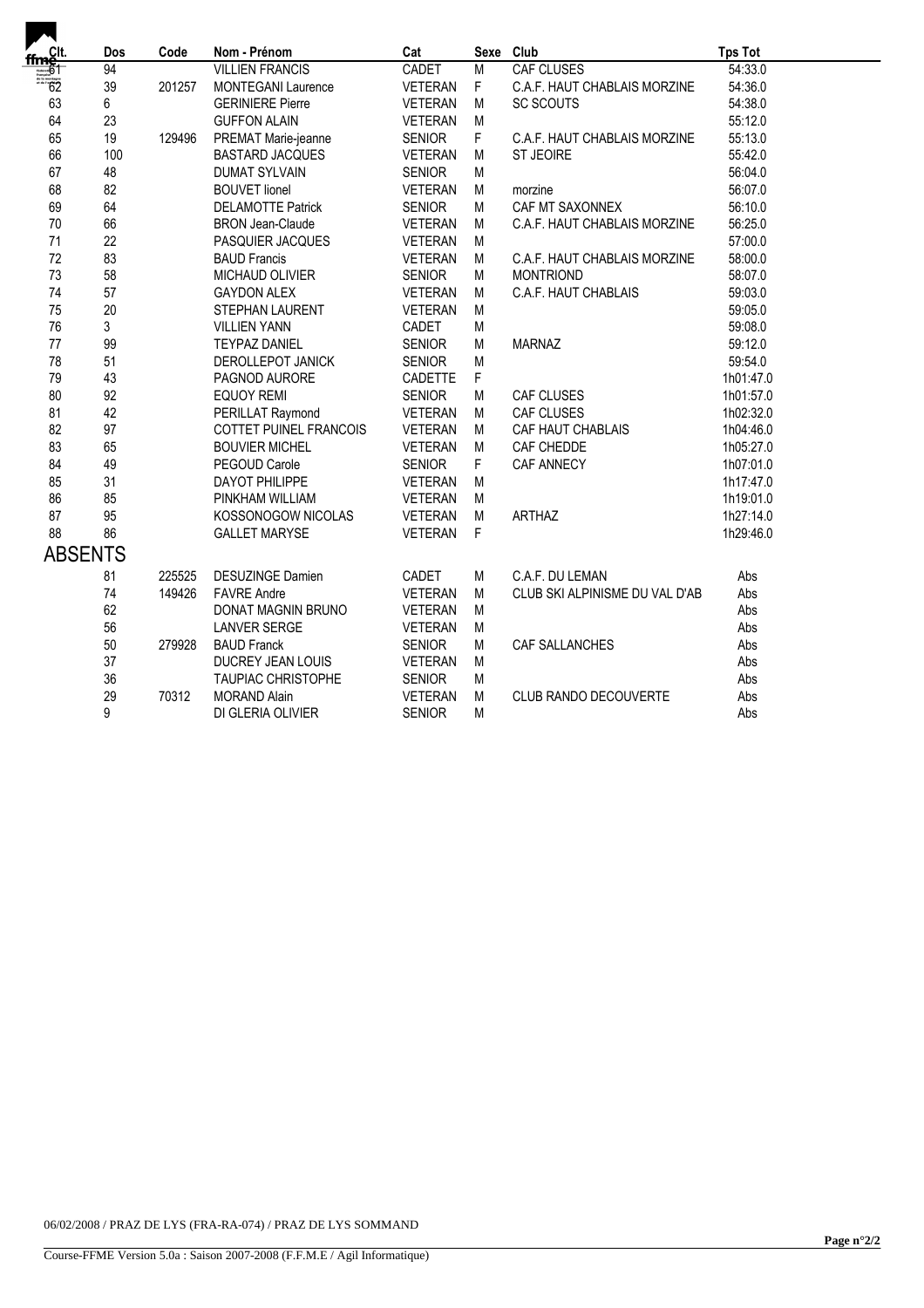| Clt. | Dos | Code | Nom - Prénom | Cat | Sexe | Club | Tps Tot |
|---|---|---|---|---|---|---|---|
| 61 | 94 | | VILLIEN FRANCIS | CADET | M | CAF CLUSES | 54:33.0 |
| 62 | 39 | 201257 | MONTEGANI Laurence | VETERAN | F | C.A.F. HAUT CHABLAIS MORZINE | 54:36.0 |
| 63 | 6 | | GERINIERE Pierre | VETERAN | M | SC SCOUTS | 54:38.0 |
| 64 | 23 | | GUFFON ALAIN | VETERAN | M | | 55:12.0 |
| 65 | 19 | 129496 | PREMAT Marie-jeanne | SENIOR | F | C.A.F. HAUT CHABLAIS MORZINE | 55:13.0 |
| 66 | 100 | | BASTARD JACQUES | VETERAN | M | ST JEOIRE | 55:42.0 |
| 67 | 48 | | DUMAT SYLVAIN | SENIOR | M | | 56:04.0 |
| 68 | 82 | | BOUVET lionel | VETERAN | M | morzine | 56:07.0 |
| 69 | 64 | | DELAMOTTE Patrick | SENIOR | M | CAF MT SAXONNEX | 56:10.0 |
| 70 | 66 | | BRON Jean-Claude | VETERAN | M | C.A.F. HAUT CHABLAIS MORZINE | 56:25.0 |
| 71 | 22 | | PASQUIER JACQUES | VETERAN | M | | 57:00.0 |
| 72 | 83 | | BAUD Francis | VETERAN | M | C.A.F. HAUT CHABLAIS MORZINE | 58:00.0 |
| 73 | 58 | | MICHAUD OLIVIER | SENIOR | M | MONTRIOND | 58:07.0 |
| 74 | 57 | | GAYDON ALEX | VETERAN | M | C.A.F. HAUT CHABLAIS | 59:03.0 |
| 75 | 20 | | STEPHAN LAURENT | VETERAN | M | | 59:05.0 |
| 76 | 3 | | VILLIEN YANN | CADET | M | | 59:08.0 |
| 77 | 99 | | TEYPAZ DANIEL | SENIOR | M | MARNAZ | 59:12.0 |
| 78 | 51 | | DEROLLEPOT JANICK | SENIOR | M | | 59:54.0 |
| 79 | 43 | | PAGNOD AURORE | CADETTE | F | | 1h01:47.0 |
| 80 | 92 | | EQUOY REMI | SENIOR | M | CAF CLUSES | 1h01:57.0 |
| 81 | 42 | | PERILLAT Raymond | VETERAN | M | CAF CLUSES | 1h02:32.0 |
| 82 | 97 | | COTTET PUINEL FRANCOIS | VETERAN | M | CAF HAUT CHABLAIS | 1h04:46.0 |
| 83 | 65 | | BOUVIER MICHEL | VETERAN | M | CAF CHEDDE | 1h05:27.0 |
| 84 | 49 | | PEGOUD Carole | SENIOR | F | CAF ANNECY | 1h07:01.0 |
| 85 | 31 | | DAYOT PHILIPPE | VETERAN | M | | 1h17:47.0 |
| 86 | 85 | | PINKHAM WILLIAM | VETERAN | M | | 1h19:01.0 |
| 87 | 95 | | KOSSONOGOW NICOLAS | VETERAN | M | ARTHAZ | 1h27:14.0 |
| 88 | 86 | | GALLET MARYSE | VETERAN | F | | 1h29:46.0 |

## ABSENTS

| Clt. | Dos | Code | Nom - Prénom | Cat | Sexe | Club | Tps Tot |
|---|---|---|---|---|---|---|---|
| | 81 | 225525 | DESUZINGE Damien | CADET | M | C.A.F. DU LEMAN | Abs |
| | 74 | 149426 | FAVRE Andre | VETERAN | M | CLUB SKI ALPINISME DU VAL D'AB | Abs |
| | 62 | | DONAT MAGNIN BRUNO | VETERAN | M | | Abs |
| | 56 | | LANVER SERGE | VETERAN | M | | Abs |
| | 50 | 279928 | BAUD Franck | SENIOR | M | CAF SALLANCHES | Abs |
| | 37 | | DUCREY JEAN LOUIS | VETERAN | M | | Abs |
| | 36 | | TAUPIAC CHRISTOPHE | SENIOR | M | | Abs |
| | 29 | 70312 | MORAND Alain | VETERAN | M | CLUB RANDO DECOUVERTE | Abs |
| | 9 | | DI GLERIA OLIVIER | SENIOR | M | | Abs |

06/02/2008 / PRAZ DE LYS (FRA-RA-074) / PRAZ DE LYS SOMMAND

Course-FFME Version 5.0a : Saison 2007-2008 (F.F.M.E / Agil Informatique)